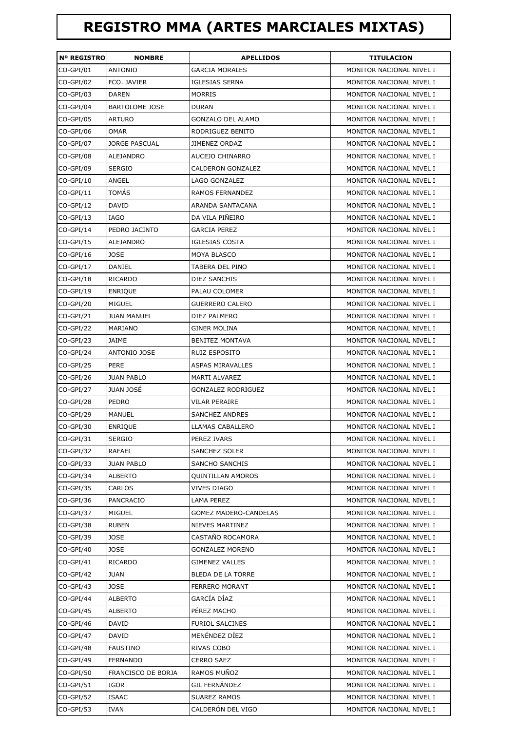# REGISTRO MMA (ARTES MARCIALES MIXTAS)

| Nº REGISTRO | NOMBRE | APELLIDOS | TITULACION |
|---|---|---|---|
| CO-GPI/01 | ANTONIO | GARCIA MORALES | MONITOR NACIONAL NIVEL I |
| CO-GPI/02 | FCO. JAVIER | IGLESIAS SERNA | MONITOR NACIONAL NIVEL I |
| CO-GPI/03 | DAREN | MORRIS | MONITOR NACIONAL NIVEL I |
| CO-GPI/04 | BARTOLOME JOSE | DURAN | MONITOR NACIONAL NIVEL I |
| CO-GPI/05 | ARTURO | GONZALO DEL ALAMO | MONITOR NACIONAL NIVEL I |
| CO-GPI/06 | OMAR | RODRIGUEZ BENITO | MONITOR NACIONAL NIVEL I |
| CO-GPI/07 | JORGE PASCUAL | JIMENEZ ORDAZ | MONITOR NACIONAL NIVEL I |
| CO-GPI/08 | ALEJANDRO | AUCEJO CHINARRO | MONITOR NACIONAL NIVEL I |
| CO-GPI/09 | SERGIO | CALDERON GONZALEZ | MONITOR NACIONAL NIVEL I |
| CO-GPI/10 | ANGEL | LAGO GONZALEZ | MONITOR NACIONAL NIVEL I |
| CO-GPI/11 | TOMÁS | RAMOS FERNANDEZ | MONITOR NACIONAL NIVEL I |
| CO-GPI/12 | DAVID | ARANDA SANTACANA | MONITOR NACIONAL NIVEL I |
| CO-GPI/13 | IAGO | DA VILA PIÑEIRO | MONITOR NACIONAL NIVEL I |
| CO-GPI/14 | PEDRO JACINTO | GARCIA PEREZ | MONITOR NACIONAL NIVEL I |
| CO-GPI/15 | ALEJANDRO | IGLESIAS COSTA | MONITOR NACIONAL NIVEL I |
| CO-GPI/16 | JOSE | MOYA BLASCO | MONITOR NACIONAL NIVEL I |
| CO-GPI/17 | DANIEL | TABERA DEL PINO | MONITOR NACIONAL NIVEL I |
| CO-GPI/18 | RICARDO | DIEZ SANCHIS | MONITOR NACIONAL NIVEL I |
| CO-GPI/19 | ENRIQUE | PALAU COLOMER | MONITOR NACIONAL NIVEL I |
| CO-GPI/20 | MIGUEL | GUERRERO CALERO | MONITOR NACIONAL NIVEL I |
| CO-GPI/21 | JUAN MANUEL | DIEZ PALMERO | MONITOR NACIONAL NIVEL I |
| CO-GPI/22 | MARIANO | GINER MOLINA | MONITOR NACIONAL NIVEL I |
| CO-GPI/23 | JAIME | BENITEZ MONTAVA | MONITOR NACIONAL NIVEL I |
| CO-GPI/24 | ANTONIO JOSE | RUIZ ESPOSITO | MONITOR NACIONAL NIVEL I |
| CO-GPI/25 | PERE | ASPAS MIRAVALLES | MONITOR NACIONAL NIVEL I |
| CO-GPI/26 | JUAN PABLO | MARTI ALVAREZ | MONITOR NACIONAL NIVEL I |
| CO-GPI/27 | JUAN JOSÉ | GONZALEZ RODRIGUEZ | MONITOR NACIONAL NIVEL I |
| CO-GPI/28 | PEDRO | VILAR PERAIRE | MONITOR NACIONAL NIVEL I |
| CO-GPI/29 | MANUEL | SANCHEZ ANDRES | MONITOR NACIONAL NIVEL I |
| CO-GPI/30 | ENRIQUE | LLAMAS CABALLERO | MONITOR NACIONAL NIVEL I |
| CO-GPI/31 | SERGIO | PEREZ IVARS | MONITOR NACIONAL NIVEL I |
| CO-GPI/32 | RAFAEL | SANCHEZ SOLER | MONITOR NACIONAL NIVEL I |
| CO-GPI/33 | JUAN PABLO | SANCHO SANCHIS | MONITOR NACIONAL NIVEL I |
| CO-GPI/34 | ALBERTO | QUINTILLAN AMOROS | MONITOR NACIONAL NIVEL I |
| CO-GPI/35 | CARLOS | VIVES DIAGO | MONITOR NACIONAL NIVEL I |
| CO-GPI/36 | PANCRACIO | LAMA PEREZ | MONITOR NACIONAL NIVEL I |
| CO-GPI/37 | MIGUEL | GOMEZ MADERO-CANDELAS | MONITOR NACIONAL NIVEL I |
| CO-GPI/38 | RUBEN | NIEVES MARTINEZ | MONITOR NACIONAL NIVEL I |
| CO-GPI/39 | JOSE | CASTAÑO ROCAMORA | MONITOR NACIONAL NIVEL I |
| CO-GPI/40 | JOSE | GONZALEZ MORENO | MONITOR NACIONAL NIVEL I |
| CO-GPI/41 | RICARDO | GIMENEZ VALLES | MONITOR NACIONAL NIVEL I |
| CO-GPI/42 | JUAN | BLEDA DE LA TORRE | MONITOR NACIONAL NIVEL I |
| CO-GPI/43 | JOSE | FERRERO MORANT | MONITOR NACIONAL NIVEL I |
| CO-GPI/44 | ALBERTO | GARCÍA DÍAZ | MONITOR NACIONAL NIVEL I |
| CO-GPI/45 | ALBERTO | PÉREZ MACHO | MONITOR NACIONAL NIVEL I |
| CO-GPI/46 | DAVID | FURIOL SALCINES | MONITOR NACIONAL NIVEL I |
| CO-GPI/47 | DAVID | MENÉNDEZ DÍEZ | MONITOR NACIONAL NIVEL I |
| CO-GPI/48 | FAUSTINO | RIVAS COBO | MONITOR NACIONAL NIVEL I |
| CO-GPI/49 | FERNANDO | CERRO SAEZ | MONITOR NACIONAL NIVEL I |
| CO-GPI/50 | FRANCISCO DE BORJA | RAMOS MUÑOZ | MONITOR NACIONAL NIVEL I |
| CO-GPI/51 | IGOR | GIL FERNÁNDEZ | MONITOR NACIONAL NIVEL I |
| CO-GPI/52 | ISAAC | SUAREZ RAMOS | MONITOR NACIONAL NIVEL I |
| CO-GPI/53 | IVAN | CALDERÓN DEL VIGO | MONITOR NACIONAL NIVEL I |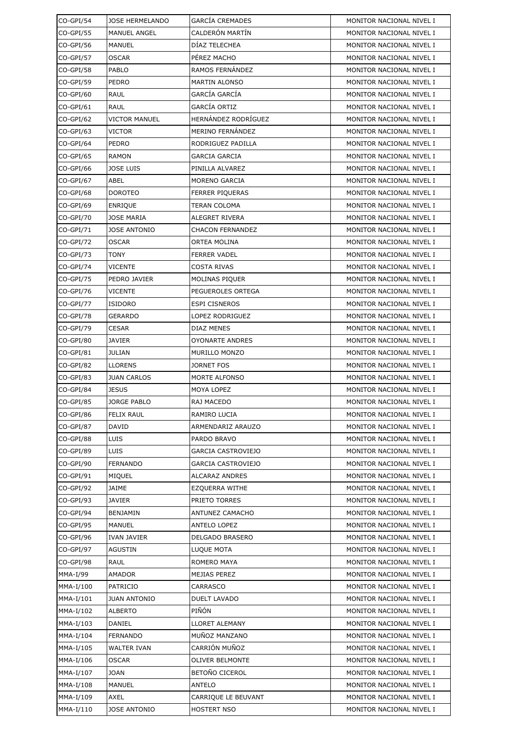| CO-GPI/54 | JOSE HERMELANDO | GARCÍA CREMADES | MONITOR NACIONAL NIVEL I |
|---|---|---|---|
| CO-GPI/55 | MANUEL ANGEL | CALDERÓN MARTÍN | MONITOR NACIONAL NIVEL I |
| CO-GPI/56 | MANUEL | DÍAZ TELECHEA | MONITOR NACIONAL NIVEL I |
| CO-GPI/57 | OSCAR | PÉREZ MACHO | MONITOR NACIONAL NIVEL I |
| CO-GPI/58 | PABLO | RAMOS FERNÁNDEZ | MONITOR NACIONAL NIVEL I |
| CO-GPI/59 | PEDRO | MARTIN ALONSO | MONITOR NACIONAL NIVEL I |
| CO-GPI/60 | RAUL | GARCÍA GARCÍA | MONITOR NACIONAL NIVEL I |
| CO-GPI/61 | RAUL | GARCÍA ORTIZ | MONITOR NACIONAL NIVEL I |
| CO-GPI/62 | VICTOR MANUEL | HERNÁNDEZ RODRÍGUEZ | MONITOR NACIONAL NIVEL I |
| CO-GPI/63 | VICTOR | MERINO FERNÁNDEZ | MONITOR NACIONAL NIVEL I |
| CO-GPI/64 | PEDRO | RODRIGUEZ PADILLA | MONITOR NACIONAL NIVEL I |
| CO-GPI/65 | RAMON | GARCIA GARCIA | MONITOR NACIONAL NIVEL I |
| CO-GPI/66 | JOSE LUIS | PINILLA ALVAREZ | MONITOR NACIONAL NIVEL I |
| CO-GPI/67 | ABEL | MORENO GARCIA | MONITOR NACIONAL NIVEL I |
| CO-GPI/68 | DOROTEO | FERRER PIQUERAS | MONITOR NACIONAL NIVEL I |
| CO-GPI/69 | ENRIQUE | TERAN COLOMA | MONITOR NACIONAL NIVEL I |
| CO-GPI/70 | JOSE MARIA | ALEGRET RIVERA | MONITOR NACIONAL NIVEL I |
| CO-GPI/71 | JOSE ANTONIO | CHACON FERNANDEZ | MONITOR NACIONAL NIVEL I |
| CO-GPI/72 | OSCAR | ORTEA MOLINA | MONITOR NACIONAL NIVEL I |
| CO-GPI/73 | TONY | FERRER VADEL | MONITOR NACIONAL NIVEL I |
| CO-GPI/74 | VICENTE | COSTA RIVAS | MONITOR NACIONAL NIVEL I |
| CO-GPI/75 | PEDRO JAVIER | MOLINAS PIQUER | MONITOR NACIONAL NIVEL I |
| CO-GPI/76 | VICENTE | PEGUEROLES ORTEGA | MONITOR NACIONAL NIVEL I |
| CO-GPI/77 | ISIDORO | ESPI CISNEROS | MONITOR NACIONAL NIVEL I |
| CO-GPI/78 | GERARDO | LOPEZ RODRIGUEZ | MONITOR NACIONAL NIVEL I |
| CO-GPI/79 | CESAR | DIAZ MENES | MONITOR NACIONAL NIVEL I |
| CO-GPI/80 | JAVIER | OYONARTE ANDRES | MONITOR NACIONAL NIVEL I |
| CO-GPI/81 | JULIAN | MURILLO MONZO | MONITOR NACIONAL NIVEL I |
| CO-GPI/82 | LLORENS | JORNET FOS | MONITOR NACIONAL NIVEL I |
| CO-GPI/83 | JUAN CARLOS | MORTE ALFONSO | MONITOR NACIONAL NIVEL I |
| CO-GPI/84 | JESUS | MOYA LOPEZ | MONITOR NACIONAL NIVEL I |
| CO-GPI/85 | JORGE PABLO | RAJ MACEDO | MONITOR NACIONAL NIVEL I |
| CO-GPI/86 | FELIX RAUL | RAMIRO LUCIA | MONITOR NACIONAL NIVEL I |
| CO-GPI/87 | DAVID | ARMENDARIZ ARAUZO | MONITOR NACIONAL NIVEL I |
| CO-GPI/88 | LUIS | PARDO BRAVO | MONITOR NACIONAL NIVEL I |
| CO-GPI/89 | LUIS | GARCIA CASTROVIEJO | MONITOR NACIONAL NIVEL I |
| CO-GPI/90 | FERNANDO | GARCIA CASTROVIEJO | MONITOR NACIONAL NIVEL I |
| CO-GPI/91 | MIQUEL | ALCARAZ ANDRES | MONITOR NACIONAL NIVEL I |
| CO-GPI/92 | JAIME | EZQUERRA WITHE | MONITOR NACIONAL NIVEL I |
| CO-GPI/93 | JAVIER | PRIETO TORRES | MONITOR NACIONAL NIVEL I |
| CO-GPI/94 | BENJAMIN | ANTUNEZ CAMACHO | MONITOR NACIONAL NIVEL I |
| CO-GPI/95 | MANUEL | ANTELO LOPEZ | MONITOR NACIONAL NIVEL I |
| CO-GPI/96 | IVAN JAVIER | DELGADO BRASERO | MONITOR NACIONAL NIVEL I |
| CO-GPI/97 | AGUSTIN | LUQUE MOTA | MONITOR NACIONAL NIVEL I |
| CO-GPI/98 | RAUL | ROMERO MAYA | MONITOR NACIONAL NIVEL I |
| MMA-I/99 | AMADOR | MEJIAS PEREZ | MONITOR NACIONAL NIVEL I |
| MMA-I/100 | PATRICIO | CARRASCO | MONITOR NACIONAL NIVEL I |
| MMA-I/101 | JUAN ANTONIO | DUELT LAVADO | MONITOR NACIONAL NIVEL I |
| MMA-I/102 | ALBERTO | PIÑÓN | MONITOR NACIONAL NIVEL I |
| MMA-I/103 | DANIEL | LLORET ALEMANY | MONITOR NACIONAL NIVEL I |
| MMA-I/104 | FERNANDO | MUÑOZ MANZANO | MONITOR NACIONAL NIVEL I |
| MMA-I/105 | WALTER IVAN | CARRIÓN MUÑOZ | MONITOR NACIONAL NIVEL I |
| MMA-I/106 | OSCAR | OLIVER BELMONTE | MONITOR NACIONAL NIVEL I |
| MMA-I/107 | JOAN | BETOÑO CICEROL | MONITOR NACIONAL NIVEL I |
| MMA-I/108 | MANUEL | ANTELO | MONITOR NACIONAL NIVEL I |
| MMA-I/109 | AXEL | CARRIQUE LE BEUVANT | MONITOR NACIONAL NIVEL I |
| MMA-I/110 | JOSE ANTONIO | HOSTERT NSO | MONITOR NACIONAL NIVEL I |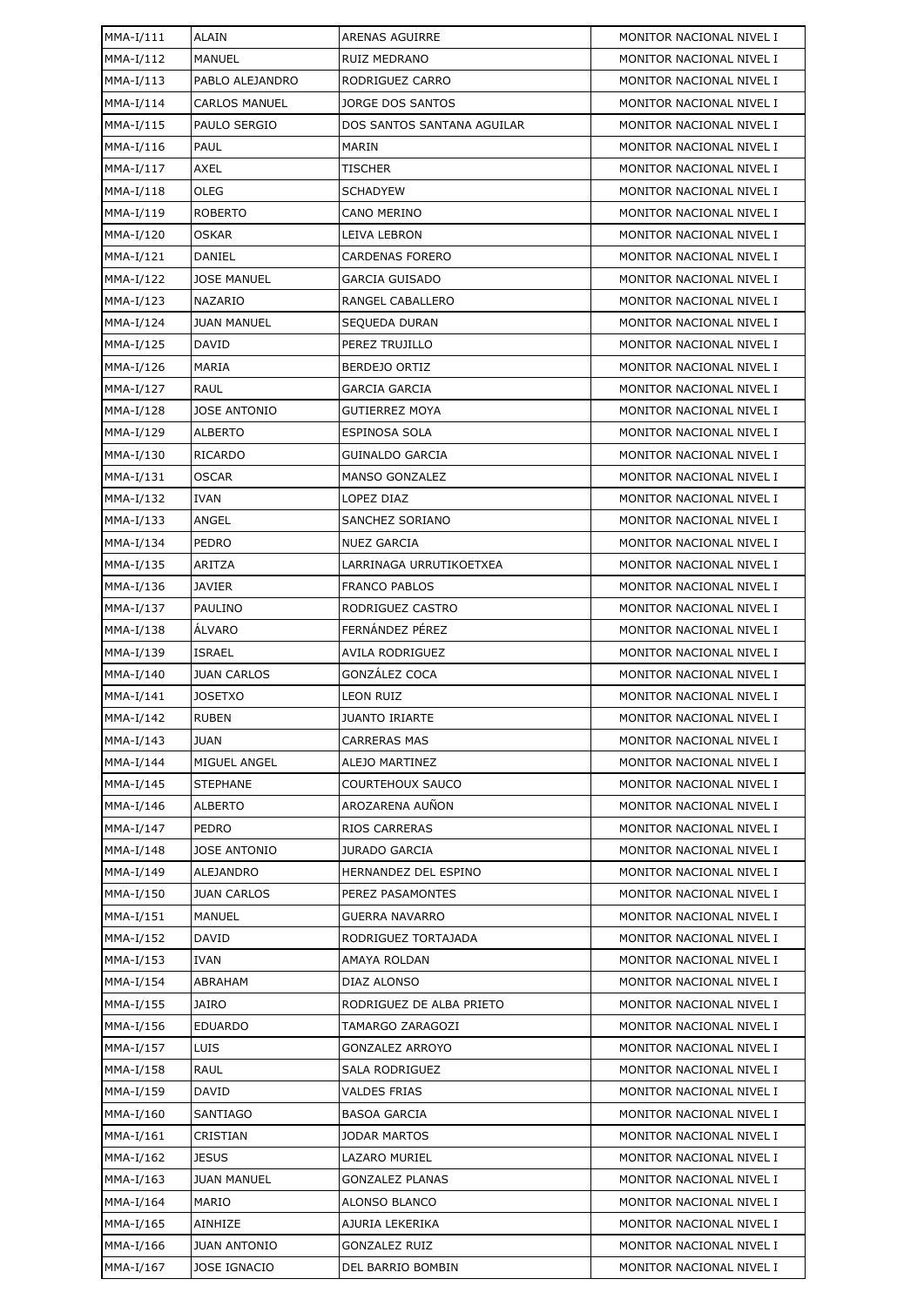| MMA-I/111 | ALAIN | ARENAS AGUIRRE | MONITOR NACIONAL NIVEL I |
|---|---|---|---|
| MMA-I/112 | MANUEL | RUIZ MEDRANO | MONITOR NACIONAL NIVEL I |
| MMA-I/113 | PABLO ALEJANDRO | RODRIGUEZ CARRO | MONITOR NACIONAL NIVEL I |
| MMA-I/114 | CARLOS MANUEL | JORGE DOS SANTOS | MONITOR NACIONAL NIVEL I |
| MMA-I/115 | PAULO SERGIO | DOS SANTOS SANTANA AGUILAR | MONITOR NACIONAL NIVEL I |
| MMA-I/116 | PAUL | MARIN | MONITOR NACIONAL NIVEL I |
| MMA-I/117 | AXEL | TISCHER | MONITOR NACIONAL NIVEL I |
| MMA-I/118 | OLEG | SCHADYEW | MONITOR NACIONAL NIVEL I |
| MMA-I/119 | ROBERTO | CANO MERINO | MONITOR NACIONAL NIVEL I |
| MMA-I/120 | OSKAR | LEIVA LEBRON | MONITOR NACIONAL NIVEL I |
| MMA-I/121 | DANIEL | CARDENAS FORERO | MONITOR NACIONAL NIVEL I |
| MMA-I/122 | JOSE MANUEL | GARCIA GUISADO | MONITOR NACIONAL NIVEL I |
| MMA-I/123 | NAZARIO | RANGEL CABALLERO | MONITOR NACIONAL NIVEL I |
| MMA-I/124 | JUAN MANUEL | SEQUEDA DURAN | MONITOR NACIONAL NIVEL I |
| MMA-I/125 | DAVID | PEREZ TRUJILLO | MONITOR NACIONAL NIVEL I |
| MMA-I/126 | MARIA | BERDEJO ORTIZ | MONITOR NACIONAL NIVEL I |
| MMA-I/127 | RAUL | GARCIA GARCIA | MONITOR NACIONAL NIVEL I |
| MMA-I/128 | JOSE ANTONIO | GUTIERREZ MOYA | MONITOR NACIONAL NIVEL I |
| MMA-I/129 | ALBERTO | ESPINOSA SOLA | MONITOR NACIONAL NIVEL I |
| MMA-I/130 | RICARDO | GUINALDO GARCIA | MONITOR NACIONAL NIVEL I |
| MMA-I/131 | OSCAR | MANSO GONZALEZ | MONITOR NACIONAL NIVEL I |
| MMA-I/132 | IVAN | LOPEZ DIAZ | MONITOR NACIONAL NIVEL I |
| MMA-I/133 | ANGEL | SANCHEZ SORIANO | MONITOR NACIONAL NIVEL I |
| MMA-I/134 | PEDRO | NUEZ GARCIA | MONITOR NACIONAL NIVEL I |
| MMA-I/135 | ARITZA | LARRINAGA URRUTIKOETXEA | MONITOR NACIONAL NIVEL I |
| MMA-I/136 | JAVIER | FRANCO PABLOS | MONITOR NACIONAL NIVEL I |
| MMA-I/137 | PAULINO | RODRIGUEZ CASTRO | MONITOR NACIONAL NIVEL I |
| MMA-I/138 | ÁLVARO | FERNÁNDEZ PÉREZ | MONITOR NACIONAL NIVEL I |
| MMA-I/139 | ISRAEL | AVILA RODRIGUEZ | MONITOR NACIONAL NIVEL I |
| MMA-I/140 | JUAN CARLOS | GONZÁLEZ COCA | MONITOR NACIONAL NIVEL I |
| MMA-I/141 | JOSETXO | LEON RUIZ | MONITOR NACIONAL NIVEL I |
| MMA-I/142 | RUBEN | JUANTO IRIARTE | MONITOR NACIONAL NIVEL I |
| MMA-I/143 | JUAN | CARRERAS MAS | MONITOR NACIONAL NIVEL I |
| MMA-I/144 | MIGUEL ANGEL | ALEJO MARTINEZ | MONITOR NACIONAL NIVEL I |
| MMA-I/145 | STEPHANE | COURTEHOUX SAUCO | MONITOR NACIONAL NIVEL I |
| MMA-I/146 | ALBERTO | AROZARENA AUÑON | MONITOR NACIONAL NIVEL I |
| MMA-I/147 | PEDRO | RIOS CARRERAS | MONITOR NACIONAL NIVEL I |
| MMA-I/148 | JOSE ANTONIO | JURADO GARCIA | MONITOR NACIONAL NIVEL I |
| MMA-I/149 | ALEJANDRO | HERNANDEZ DEL ESPINO | MONITOR NACIONAL NIVEL I |
| MMA-I/150 | JUAN CARLOS | PEREZ PASAMONTES | MONITOR NACIONAL NIVEL I |
| MMA-I/151 | MANUEL | GUERRA NAVARRO | MONITOR NACIONAL NIVEL I |
| MMA-I/152 | DAVID | RODRIGUEZ TORTAJADA | MONITOR NACIONAL NIVEL I |
| MMA-I/153 | IVAN | AMAYA ROLDAN | MONITOR NACIONAL NIVEL I |
| MMA-I/154 | ABRAHAM | DIAZ ALONSO | MONITOR NACIONAL NIVEL I |
| MMA-I/155 | JAIRO | RODRIGUEZ DE ALBA PRIETO | MONITOR NACIONAL NIVEL I |
| MMA-I/156 | EDUARDO | TAMARGO ZARAGOZI | MONITOR NACIONAL NIVEL I |
| MMA-I/157 | LUIS | GONZALEZ ARROYO | MONITOR NACIONAL NIVEL I |
| MMA-I/158 | RAUL | SALA RODRIGUEZ | MONITOR NACIONAL NIVEL I |
| MMA-I/159 | DAVID | VALDES FRIAS | MONITOR NACIONAL NIVEL I |
| MMA-I/160 | SANTIAGO | BASOA GARCIA | MONITOR NACIONAL NIVEL I |
| MMA-I/161 | CRISTIAN | JODAR MARTOS | MONITOR NACIONAL NIVEL I |
| MMA-I/162 | JESUS | LAZARO MURIEL | MONITOR NACIONAL NIVEL I |
| MMA-I/163 | JUAN MANUEL | GONZALEZ PLANAS | MONITOR NACIONAL NIVEL I |
| MMA-I/164 | MARIO | ALONSO BLANCO | MONITOR NACIONAL NIVEL I |
| MMA-I/165 | AINHIZE | AJURIA LEKERIKA | MONITOR NACIONAL NIVEL I |
| MMA-I/166 | JUAN ANTONIO | GONZALEZ RUIZ | MONITOR NACIONAL NIVEL I |
| MMA-I/167 | JOSE IGNACIO | DEL BARRIO BOMBIN | MONITOR NACIONAL NIVEL I |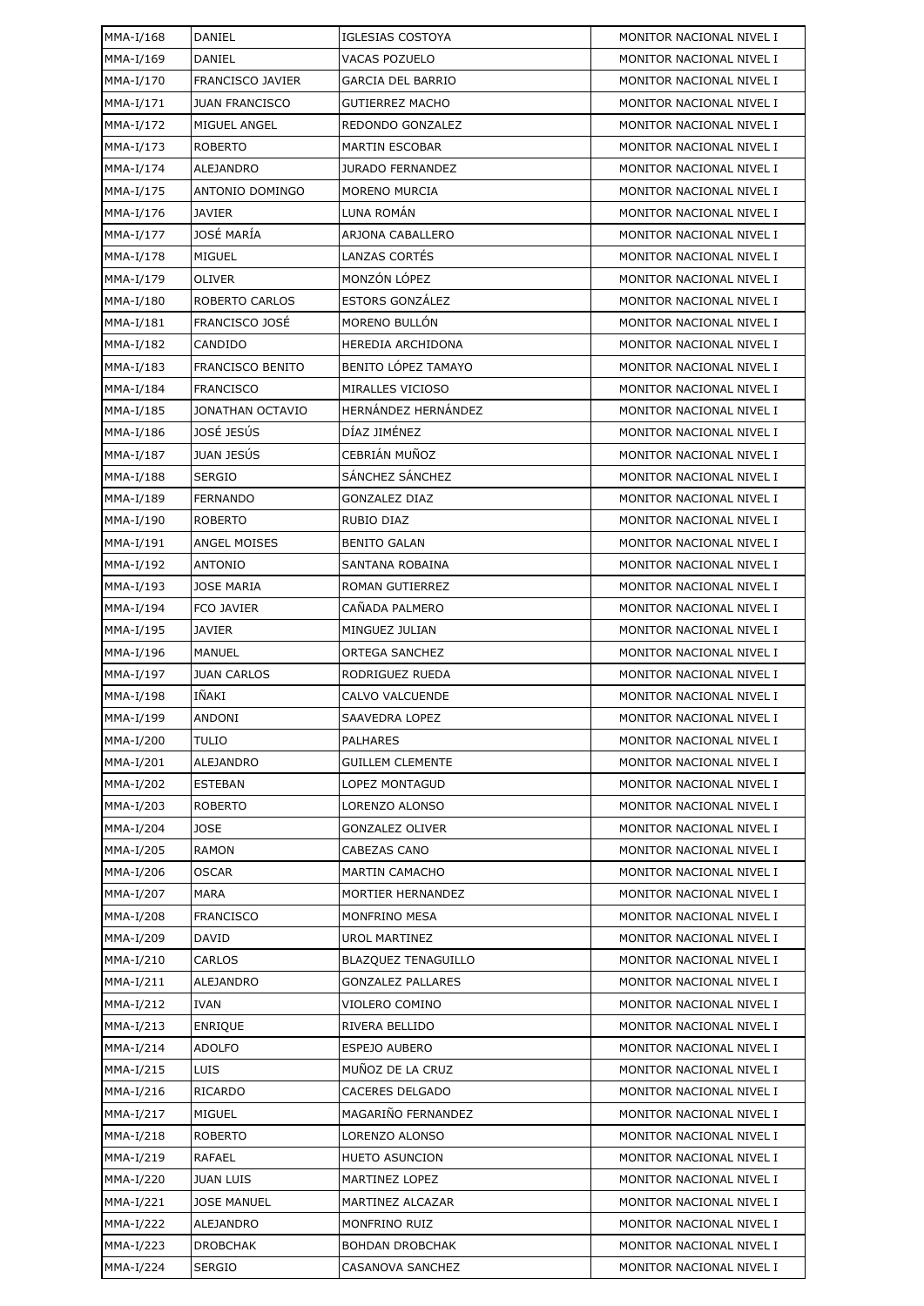| MMA-I/168 | DANIEL | IGLESIAS COSTOYA | MONITOR NACIONAL NIVEL I |
|---|---|---|---|
| MMA-I/169 | DANIEL | VACAS POZUELO | MONITOR NACIONAL NIVEL I |
| MMA-I/170 | FRANCISCO JAVIER | GARCIA DEL BARRIO | MONITOR NACIONAL NIVEL I |
| MMA-I/171 | JUAN FRANCISCO | GUTIERREZ MACHO | MONITOR NACIONAL NIVEL I |
| MMA-I/172 | MIGUEL ANGEL | REDONDO GONZALEZ | MONITOR NACIONAL NIVEL I |
| MMA-I/173 | ROBERTO | MARTIN ESCOBAR | MONITOR NACIONAL NIVEL I |
| MMA-I/174 | ALEJANDRO | JURADO FERNANDEZ | MONITOR NACIONAL NIVEL I |
| MMA-I/175 | ANTONIO DOMINGO | MORENO MURCIA | MONITOR NACIONAL NIVEL I |
| MMA-I/176 | JAVIER | LUNA ROMÁN | MONITOR NACIONAL NIVEL I |
| MMA-I/177 | JOSÉ MARÍA | ARJONA CABALLERO | MONITOR NACIONAL NIVEL I |
| MMA-I/178 | MIGUEL | LANZAS CORTÉS | MONITOR NACIONAL NIVEL I |
| MMA-I/179 | OLIVER | MONZÓN LÓPEZ | MONITOR NACIONAL NIVEL I |
| MMA-I/180 | ROBERTO CARLOS | ESTORS GONZÁLEZ | MONITOR NACIONAL NIVEL I |
| MMA-I/181 | FRANCISCO JOSÉ | MORENO BULLÓN | MONITOR NACIONAL NIVEL I |
| MMA-I/182 | CANDIDO | HEREDIA ARCHIDONA | MONITOR NACIONAL NIVEL I |
| MMA-I/183 | FRANCISCO BENITO | BENITO LÓPEZ TAMAYO | MONITOR NACIONAL NIVEL I |
| MMA-I/184 | FRANCISCO | MIRALLES VICIOSO | MONITOR NACIONAL NIVEL I |
| MMA-I/185 | JONATHAN OCTAVIO | HERNÁNDEZ HERNÁNDEZ | MONITOR NACIONAL NIVEL I |
| MMA-I/186 | JOSÉ JESÚS | DÍAZ JIMÉNEZ | MONITOR NACIONAL NIVEL I |
| MMA-I/187 | JUAN JESÚS | CEBRIÁN MUÑOZ | MONITOR NACIONAL NIVEL I |
| MMA-I/188 | SERGIO | SÁNCHEZ SÁNCHEZ | MONITOR NACIONAL NIVEL I |
| MMA-I/189 | FERNANDO | GONZALEZ DIAZ | MONITOR NACIONAL NIVEL I |
| MMA-I/190 | ROBERTO | RUBIO DIAZ | MONITOR NACIONAL NIVEL I |
| MMA-I/191 | ANGEL MOISES | BENITO GALAN | MONITOR NACIONAL NIVEL I |
| MMA-I/192 | ANTONIO | SANTANA ROBAINA | MONITOR NACIONAL NIVEL I |
| MMA-I/193 | JOSE MARIA | ROMAN GUTIERREZ | MONITOR NACIONAL NIVEL I |
| MMA-I/194 | FCO JAVIER | CAÑADA PALMERO | MONITOR NACIONAL NIVEL I |
| MMA-I/195 | JAVIER | MINGUEZ JULIAN | MONITOR NACIONAL NIVEL I |
| MMA-I/196 | MANUEL | ORTEGA SANCHEZ | MONITOR NACIONAL NIVEL I |
| MMA-I/197 | JUAN CARLOS | RODRIGUEZ RUEDA | MONITOR NACIONAL NIVEL I |
| MMA-I/198 | IÑAKI | CALVO VALCUENDE | MONITOR NACIONAL NIVEL I |
| MMA-I/199 | ANDONI | SAAVEDRA LOPEZ | MONITOR NACIONAL NIVEL I |
| MMA-I/200 | TULIO | PALHARES | MONITOR NACIONAL NIVEL I |
| MMA-I/201 | ALEJANDRO | GUILLEM CLEMENTE | MONITOR NACIONAL NIVEL I |
| MMA-I/202 | ESTEBAN | LOPEZ MONTAGUD | MONITOR NACIONAL NIVEL I |
| MMA-I/203 | ROBERTO | LORENZO ALONSO | MONITOR NACIONAL NIVEL I |
| MMA-I/204 | JOSE | GONZALEZ OLIVER | MONITOR NACIONAL NIVEL I |
| MMA-I/205 | RAMON | CABEZAS CANO | MONITOR NACIONAL NIVEL I |
| MMA-I/206 | OSCAR | MARTIN CAMACHO | MONITOR NACIONAL NIVEL I |
| MMA-I/207 | MARA | MORTIER HERNANDEZ | MONITOR NACIONAL NIVEL I |
| MMA-I/208 | FRANCISCO | MONFRINO MESA | MONITOR NACIONAL NIVEL I |
| MMA-I/209 | DAVID | UROL MARTINEZ | MONITOR NACIONAL NIVEL I |
| MMA-I/210 | CARLOS | BLAZQUEZ TENAGUILLO | MONITOR NACIONAL NIVEL I |
| MMA-I/211 | ALEJANDRO | GONZALEZ PALLARES | MONITOR NACIONAL NIVEL I |
| MMA-I/212 | IVAN | VIOLERO COMINO | MONITOR NACIONAL NIVEL I |
| MMA-I/213 | ENRIQUE | RIVERA BELLIDO | MONITOR NACIONAL NIVEL I |
| MMA-I/214 | ADOLFO | ESPEJO AUBERO | MONITOR NACIONAL NIVEL I |
| MMA-I/215 | LUIS | MUÑOZ DE LA CRUZ | MONITOR NACIONAL NIVEL I |
| MMA-I/216 | RICARDO | CACERES DELGADO | MONITOR NACIONAL NIVEL I |
| MMA-I/217 | MIGUEL | MAGARIÑO FERNANDEZ | MONITOR NACIONAL NIVEL I |
| MMA-I/218 | ROBERTO | LORENZO ALONSO | MONITOR NACIONAL NIVEL I |
| MMA-I/219 | RAFAEL | HUETO ASUNCION | MONITOR NACIONAL NIVEL I |
| MMA-I/220 | JUAN LUIS | MARTINEZ LOPEZ | MONITOR NACIONAL NIVEL I |
| MMA-I/221 | JOSE MANUEL | MARTINEZ ALCAZAR | MONITOR NACIONAL NIVEL I |
| MMA-I/222 | ALEJANDRO | MONFRINO RUIZ | MONITOR NACIONAL NIVEL I |
| MMA-I/223 | DROBCHAK | BOHDAN DROBCHAK | MONITOR NACIONAL NIVEL I |
| MMA-I/224 | SERGIO | CASANOVA SANCHEZ | MONITOR NACIONAL NIVEL I |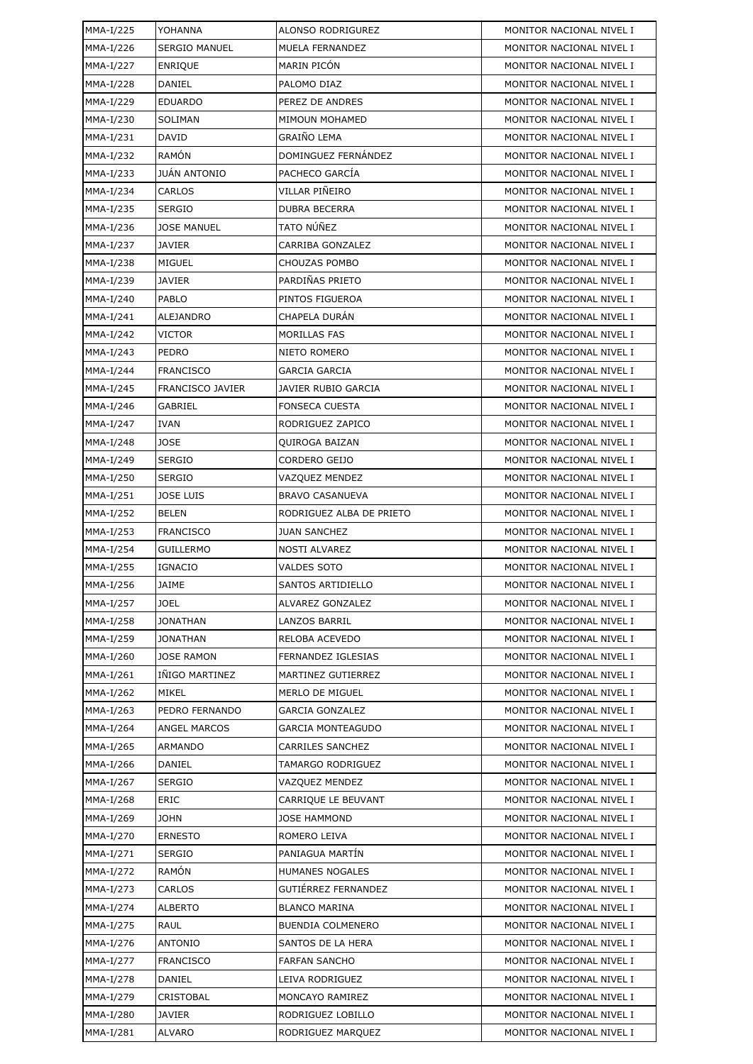| MMA-I/225 | YOHANNA | ALONSO RODRIGUREZ | MONITOR NACIONAL NIVEL I |
|---|---|---|---|
| MMA-I/226 | SERGIO MANUEL | MUELA FERNANDEZ | MONITOR NACIONAL NIVEL I |
| MMA-I/227 | ENRIQUE | MARIN PICÓN | MONITOR NACIONAL NIVEL I |
| MMA-I/228 | DANIEL | PALOMO DIAZ | MONITOR NACIONAL NIVEL I |
| MMA-I/229 | EDUARDO | PEREZ DE ANDRES | MONITOR NACIONAL NIVEL I |
| MMA-I/230 | SOLIMAN | MIMOUN MOHAMED | MONITOR NACIONAL NIVEL I |
| MMA-I/231 | DAVID | GRAIÑO LEMA | MONITOR NACIONAL NIVEL I |
| MMA-I/232 | RAMÓN | DOMINGUEZ FERNÁNDEZ | MONITOR NACIONAL NIVEL I |
| MMA-I/233 | JUÁN ANTONIO | PACHECO GARCÍA | MONITOR NACIONAL NIVEL I |
| MMA-I/234 | CARLOS | VILLAR PIÑEIRO | MONITOR NACIONAL NIVEL I |
| MMA-I/235 | SERGIO | DUBRA BECERRA | MONITOR NACIONAL NIVEL I |
| MMA-I/236 | JOSE MANUEL | TATO NÚÑEZ | MONITOR NACIONAL NIVEL I |
| MMA-I/237 | JAVIER | CARRIBA GONZALEZ | MONITOR NACIONAL NIVEL I |
| MMA-I/238 | MIGUEL | CHOUZAS POMBO | MONITOR NACIONAL NIVEL I |
| MMA-I/239 | JAVIER | PARDIÑAS PRIETO | MONITOR NACIONAL NIVEL I |
| MMA-I/240 | PABLO | PINTOS FIGUEROA | MONITOR NACIONAL NIVEL I |
| MMA-I/241 | ALEJANDRO | CHAPELA DURÁN | MONITOR NACIONAL NIVEL I |
| MMA-I/242 | VICTOR | MORILLAS FAS | MONITOR NACIONAL NIVEL I |
| MMA-I/243 | PEDRO | NIETO ROMERO | MONITOR NACIONAL NIVEL I |
| MMA-I/244 | FRANCISCO | GARCIA GARCIA | MONITOR NACIONAL NIVEL I |
| MMA-I/245 | FRANCISCO JAVIER | JAVIER RUBIO GARCIA | MONITOR NACIONAL NIVEL I |
| MMA-I/246 | GABRIEL | FONSECA CUESTA | MONITOR NACIONAL NIVEL I |
| MMA-I/247 | IVAN | RODRIGUEZ ZAPICO | MONITOR NACIONAL NIVEL I |
| MMA-I/248 | JOSE | QUIROGA BAIZAN | MONITOR NACIONAL NIVEL I |
| MMA-I/249 | SERGIO | CORDERO GEIJO | MONITOR NACIONAL NIVEL I |
| MMA-I/250 | SERGIO | VAZQUEZ MENDEZ | MONITOR NACIONAL NIVEL I |
| MMA-I/251 | JOSE LUIS | BRAVO CASANUEVA | MONITOR NACIONAL NIVEL I |
| MMA-I/252 | BELEN | RODRIGUEZ ALBA DE PRIETO | MONITOR NACIONAL NIVEL I |
| MMA-I/253 | FRANCISCO | JUAN SANCHEZ | MONITOR NACIONAL NIVEL I |
| MMA-I/254 | GUILLERMO | NOSTI ALVAREZ | MONITOR NACIONAL NIVEL I |
| MMA-I/255 | IGNACIO | VALDES SOTO | MONITOR NACIONAL NIVEL I |
| MMA-I/256 | JAIME | SANTOS ARTIDIELLO | MONITOR NACIONAL NIVEL I |
| MMA-I/257 | JOEL | ALVAREZ GONZALEZ | MONITOR NACIONAL NIVEL I |
| MMA-I/258 | JONATHAN | LANZOS BARRIL | MONITOR NACIONAL NIVEL I |
| MMA-I/259 | JONATHAN | RELOBA ACEVEDO | MONITOR NACIONAL NIVEL I |
| MMA-I/260 | JOSE RAMON | FERNANDEZ IGLESIAS | MONITOR NACIONAL NIVEL I |
| MMA-I/261 | IÑIGO MARTINEZ | MARTINEZ GUTIERREZ | MONITOR NACIONAL NIVEL I |
| MMA-I/262 | MIKEL | MERLO DE MIGUEL | MONITOR NACIONAL NIVEL I |
| MMA-I/263 | PEDRO FERNANDO | GARCIA GONZALEZ | MONITOR NACIONAL NIVEL I |
| MMA-I/264 | ANGEL MARCOS | GARCIA MONTEAGUDO | MONITOR NACIONAL NIVEL I |
| MMA-I/265 | ARMANDO | CARRILES SANCHEZ | MONITOR NACIONAL NIVEL I |
| MMA-I/266 | DANIEL | TAMARGO RODRIGUEZ | MONITOR NACIONAL NIVEL I |
| MMA-I/267 | SERGIO | VAZQUEZ MENDEZ | MONITOR NACIONAL NIVEL I |
| MMA-I/268 | ERIC | CARRIQUE LE BEUVANT | MONITOR NACIONAL NIVEL I |
| MMA-I/269 | JOHN | JOSE HAMMOND | MONITOR NACIONAL NIVEL I |
| MMA-I/270 | ERNESTO | ROMERO LEIVA | MONITOR NACIONAL NIVEL I |
| MMA-I/271 | SERGIO | PANIAGUA MARTÍN | MONITOR NACIONAL NIVEL I |
| MMA-I/272 | RAMÓN | HUMANES NOGALES | MONITOR NACIONAL NIVEL I |
| MMA-I/273 | CARLOS | GUTIÉRREZ FERNANDEZ | MONITOR NACIONAL NIVEL I |
| MMA-I/274 | ALBERTO | BLANCO MARINA | MONITOR NACIONAL NIVEL I |
| MMA-I/275 | RAUL | BUENDIA COLMENERO | MONITOR NACIONAL NIVEL I |
| MMA-I/276 | ANTONIO | SANTOS DE LA HERA | MONITOR NACIONAL NIVEL I |
| MMA-I/277 | FRANCISCO | FARFAN SANCHO | MONITOR NACIONAL NIVEL I |
| MMA-I/278 | DANIEL | LEIVA RODRIGUEZ | MONITOR NACIONAL NIVEL I |
| MMA-I/279 | CRISTOBAL | MONCAYO RAMIREZ | MONITOR NACIONAL NIVEL I |
| MMA-I/280 | JAVIER | RODRIGUEZ LOBILLO | MONITOR NACIONAL NIVEL I |
| MMA-I/281 | ALVARO | RODRIGUEZ MARQUEZ | MONITOR NACIONAL NIVEL I |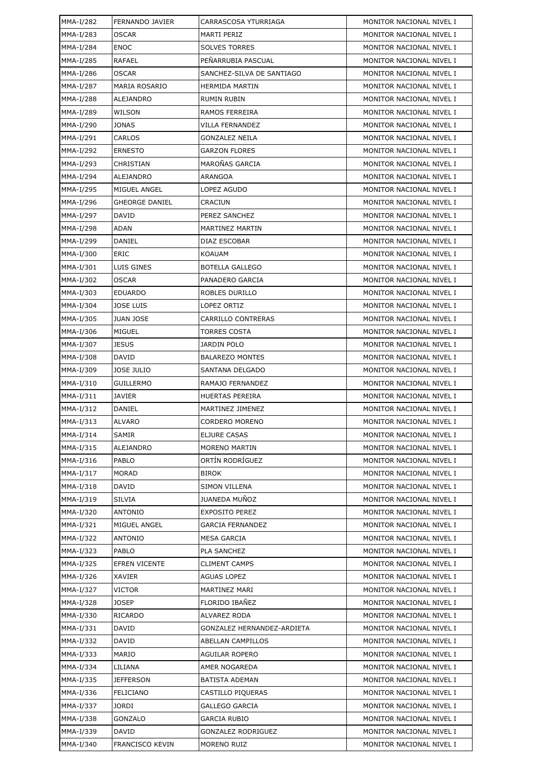| MMA-I/282 | FERNANDO JAVIER | CARRASCOSA YTURRIAGA | MONITOR NACIONAL NIVEL I |
|---|---|---|---|
| MMA-I/283 | OSCAR | MARTI PERIZ | MONITOR NACIONAL NIVEL I |
| MMA-I/284 | ENOC | SOLVES TORRES | MONITOR NACIONAL NIVEL I |
| MMA-I/285 | RAFAEL | PEÑARRUBIA PASCUAL | MONITOR NACIONAL NIVEL I |
| MMA-I/286 | OSCAR | SANCHEZ-SILVA DE SANTIAGO | MONITOR NACIONAL NIVEL I |
| MMA-I/287 | MARIA ROSARIO | HERMIDA MARTIN | MONITOR NACIONAL NIVEL I |
| MMA-I/288 | ALEJANDRO | RUMIN RUBIN | MONITOR NACIONAL NIVEL I |
| MMA-I/289 | WILSON | RAMOS FERREIRA | MONITOR NACIONAL NIVEL I |
| MMA-I/290 | JONAS | VILLA FERNANDEZ | MONITOR NACIONAL NIVEL I |
| MMA-I/291 | CARLOS | GONZALEZ NEILA | MONITOR NACIONAL NIVEL I |
| MMA-I/292 | ERNESTO | GARZON FLORES | MONITOR NACIONAL NIVEL I |
| MMA-I/293 | CHRISTIAN | MAROÑAS GARCIA | MONITOR NACIONAL NIVEL I |
| MMA-I/294 | ALEJANDRO | ARANGOA | MONITOR NACIONAL NIVEL I |
| MMA-I/295 | MIGUEL ANGEL | LOPEZ AGUDO | MONITOR NACIONAL NIVEL I |
| MMA-I/296 | GHEORGE DANIEL | CRACIUN | MONITOR NACIONAL NIVEL I |
| MMA-I/297 | DAVID | PEREZ SANCHEZ | MONITOR NACIONAL NIVEL I |
| MMA-I/298 | ADAN | MARTINEZ MARTIN | MONITOR NACIONAL NIVEL I |
| MMA-I/299 | DANIEL | DIAZ ESCOBAR | MONITOR NACIONAL NIVEL I |
| MMA-I/300 | ERIC | KOAUAM | MONITOR NACIONAL NIVEL I |
| MMA-I/301 | LUIS GINES | BOTELLA GALLEGO | MONITOR NACIONAL NIVEL I |
| MMA-I/302 | OSCAR | PANADERO GARCIA | MONITOR NACIONAL NIVEL I |
| MMA-I/303 | EDUARDO | ROBLES DURILLO | MONITOR NACIONAL NIVEL I |
| MMA-I/304 | JOSE LUIS | LOPEZ ORTIZ | MONITOR NACIONAL NIVEL I |
| MMA-I/305 | JUAN JOSE | CARRILLO CONTRERAS | MONITOR NACIONAL NIVEL I |
| MMA-I/306 | MIGUEL | TORRES COSTA | MONITOR NACIONAL NIVEL I |
| MMA-I/307 | JESUS | JARDIN POLO | MONITOR NACIONAL NIVEL I |
| MMA-I/308 | DAVID | BALAREZO MONTES | MONITOR NACIONAL NIVEL I |
| MMA-I/309 | JOSE JULIO | SANTANA DELGADO | MONITOR NACIONAL NIVEL I |
| MMA-I/310 | GUILLERMO | RAMAJO FERNANDEZ | MONITOR NACIONAL NIVEL I |
| MMA-I/311 | JAVIER | HUERTAS PEREIRA | MONITOR NACIONAL NIVEL I |
| MMA-I/312 | DANIEL | MARTINEZ JIMENEZ | MONITOR NACIONAL NIVEL I |
| MMA-I/313 | ALVARO | CORDERO MORENO | MONITOR NACIONAL NIVEL I |
| MMA-I/314 | SAMIR | ELJURE CASAS | MONITOR NACIONAL NIVEL I |
| MMA-I/315 | ALEJANDRO | MORENO MARTIN | MONITOR NACIONAL NIVEL I |
| MMA-I/316 | PABLO | ORTÍN RODRÍGUEZ | MONITOR NACIONAL NIVEL I |
| MMA-I/317 | MORAD | BIROK | MONITOR NACIONAL NIVEL I |
| MMA-I/318 | DAVID | SIMON VILLENA | MONITOR NACIONAL NIVEL I |
| MMA-I/319 | SILVIA | JUANEDA MUÑOZ | MONITOR NACIONAL NIVEL I |
| MMA-I/320 | ANTONIO | EXPOSITO PEREZ | MONITOR NACIONAL NIVEL I |
| MMA-I/321 | MIGUEL ANGEL | GARCIA FERNANDEZ | MONITOR NACIONAL NIVEL I |
| MMA-I/322 | ANTONIO | MESA GARCIA | MONITOR NACIONAL NIVEL I |
| MMA-I/323 | PABLO | PLA SANCHEZ | MONITOR NACIONAL NIVEL I |
| MMA-I/325 | EFREN VICENTE | CLIMENT CAMPS | MONITOR NACIONAL NIVEL I |
| MMA-I/326 | XAVIER | AGUAS LOPEZ | MONITOR NACIONAL NIVEL I |
| MMA-I/327 | VICTOR | MARTINEZ MARI | MONITOR NACIONAL NIVEL I |
| MMA-I/328 | JOSEP | FLORIDO IBAÑEZ | MONITOR NACIONAL NIVEL I |
| MMA-I/330 | RICARDO | ALVAREZ RODA | MONITOR NACIONAL NIVEL I |
| MMA-I/331 | DAVID | GONZALEZ HERNANDEZ-ARDIETA | MONITOR NACIONAL NIVEL I |
| MMA-I/332 | DAVID | ABELLAN CAMPILLOS | MONITOR NACIONAL NIVEL I |
| MMA-I/333 | MARIO | AGUILAR ROPERO | MONITOR NACIONAL NIVEL I |
| MMA-I/334 | LILIANA | AMER NOGAREDA | MONITOR NACIONAL NIVEL I |
| MMA-I/335 | JEFFERSON | BATISTA ADEMAN | MONITOR NACIONAL NIVEL I |
| MMA-I/336 | FELICIANO | CASTILLO PIQUERAS | MONITOR NACIONAL NIVEL I |
| MMA-I/337 | JORDI | GALLEGO GARCIA | MONITOR NACIONAL NIVEL I |
| MMA-I/338 | GONZALO | GARCIA RUBIO | MONITOR NACIONAL NIVEL I |
| MMA-I/339 | DAVID | GONZALEZ RODRIGUEZ | MONITOR NACIONAL NIVEL I |
| MMA-I/340 | FRANCISCO KEVIN | MORENO RUIZ | MONITOR NACIONAL NIVEL I |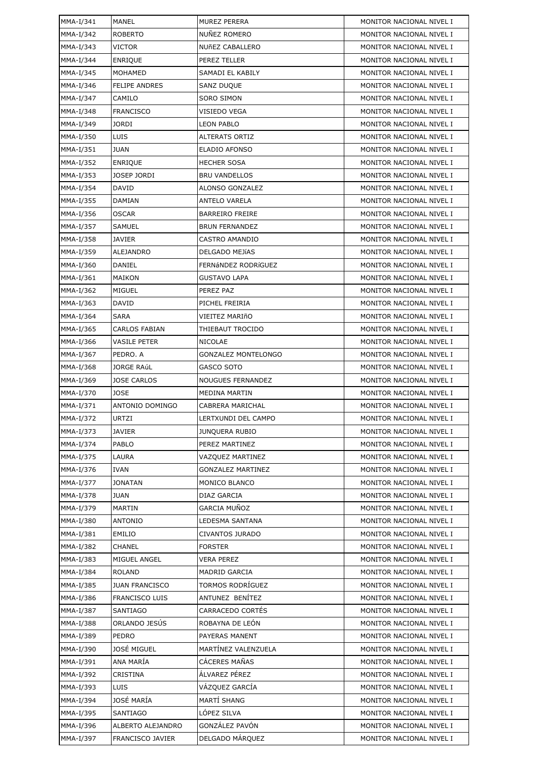| MMA-I/341 | MANEL | MUREZ PERERA | MONITOR NACIONAL NIVEL I |
|---|---|---|---|
| MMA-I/342 | ROBERTO | NUÑEZ ROMERO | MONITOR NACIONAL NIVEL I |
| MMA-I/343 | VICTOR | NUñEZ CABALLERO | MONITOR NACIONAL NIVEL I |
| MMA-I/344 | ENRIQUE | PEREZ TELLER | MONITOR NACIONAL NIVEL I |
| MMA-I/345 | MOHAMED | SAMADI EL KABILY | MONITOR NACIONAL NIVEL I |
| MMA-I/346 | FELIPE ANDRES | SANZ DUQUE | MONITOR NACIONAL NIVEL I |
| MMA-I/347 | CAMILO | SORO SIMON | MONITOR NACIONAL NIVEL I |
| MMA-I/348 | FRANCISCO | VISIEDO VEGA | MONITOR NACIONAL NIVEL I |
| MMA-I/349 | JORDI | LEON PABLO | MONITOR NACIONAL NIVEL I |
| MMA-I/350 | LUIS | ALTERATS ORTIZ | MONITOR NACIONAL NIVEL I |
| MMA-I/351 | JUAN | ELADIO AFONSO | MONITOR NACIONAL NIVEL I |
| MMA-I/352 | ENRIQUE | HECHER SOSA | MONITOR NACIONAL NIVEL I |
| MMA-I/353 | JOSEP JORDI | BRU VANDELLOS | MONITOR NACIONAL NIVEL I |
| MMA-I/354 | DAVID | ALONSO GONZALEZ | MONITOR NACIONAL NIVEL I |
| MMA-I/355 | DAMIAN | ANTELO VARELA | MONITOR NACIONAL NIVEL I |
| MMA-I/356 | OSCAR | BARREIRO FREIRE | MONITOR NACIONAL NIVEL I |
| MMA-I/357 | SAMUEL | BRUN FERNANDEZ | MONITOR NACIONAL NIVEL I |
| MMA-I/358 | JAVIER | CASTRO AMANDIO | MONITOR NACIONAL NIVEL I |
| MMA-I/359 | ALEJANDRO | DELGADO MEJíAS | MONITOR NACIONAL NIVEL I |
| MMA-I/360 | DANIEL | FERNáNDEZ RODRíGUEZ | MONITOR NACIONAL NIVEL I |
| MMA-I/361 | MAIKON | GUSTAVO LAPA | MONITOR NACIONAL NIVEL I |
| MMA-I/362 | MIGUEL | PEREZ PAZ | MONITOR NACIONAL NIVEL I |
| MMA-I/363 | DAVID | PICHEL FREIRIA | MONITOR NACIONAL NIVEL I |
| MMA-I/364 | SARA | VIEITEZ MARIñO | MONITOR NACIONAL NIVEL I |
| MMA-I/365 | CARLOS FABIAN | THIEBAUT TROCIDO | MONITOR NACIONAL NIVEL I |
| MMA-I/366 | VASILE PETER | NICOLAE | MONITOR NACIONAL NIVEL I |
| MMA-I/367 | PEDRO. A | GONZALEZ MONTELONGO | MONITOR NACIONAL NIVEL I |
| MMA-I/368 | JORGE RAúL | GASCO SOTO | MONITOR NACIONAL NIVEL I |
| MMA-I/369 | JOSE CARLOS | NOUGUES FERNANDEZ | MONITOR NACIONAL NIVEL I |
| MMA-I/370 | JOSE | MEDINA MARTIN | MONITOR NACIONAL NIVEL I |
| MMA-I/371 | ANTONIO DOMINGO | CABRERA MARICHAL | MONITOR NACIONAL NIVEL I |
| MMA-I/372 | URTZI | LERTXUNDI DEL CAMPO | MONITOR NACIONAL NIVEL I |
| MMA-I/373 | JAVIER | JUNQUERA RUBIO | MONITOR NACIONAL NIVEL I |
| MMA-I/374 | PABLO | PEREZ MARTINEZ | MONITOR NACIONAL NIVEL I |
| MMA-I/375 | LAURA | VAZQUEZ MARTINEZ | MONITOR NACIONAL NIVEL I |
| MMA-I/376 | IVAN | GONZALEZ MARTINEZ | MONITOR NACIONAL NIVEL I |
| MMA-I/377 | JONATAN | MONICO BLANCO | MONITOR NACIONAL NIVEL I |
| MMA-I/378 | JUAN | DIAZ GARCIA | MONITOR NACIONAL NIVEL I |
| MMA-I/379 | MARTIN | GARCIA MUÑOZ | MONITOR NACIONAL NIVEL I |
| MMA-I/380 | ANTONIO | LEDESMA SANTANA | MONITOR NACIONAL NIVEL I |
| MMA-I/381 | EMILIO | CIVANTOS JURADO | MONITOR NACIONAL NIVEL I |
| MMA-I/382 | CHANEL | FORSTER | MONITOR NACIONAL NIVEL I |
| MMA-I/383 | MIGUEL ANGEL | VERA PEREZ | MONITOR NACIONAL NIVEL I |
| MMA-I/384 | ROLAND | MADRID GARCIA | MONITOR NACIONAL NIVEL I |
| MMA-I/385 | JUAN FRANCISCO | TORMOS RODRÍGUEZ | MONITOR NACIONAL NIVEL I |
| MMA-I/386 | FRANCISCO LUIS | ANTUNEZ BENÍTEZ | MONITOR NACIONAL NIVEL I |
| MMA-I/387 | SANTIAGO | CARRACEDO CORTÉS | MONITOR NACIONAL NIVEL I |
| MMA-I/388 | ORLANDO JESÚS | ROBAYNA DE LEÓN | MONITOR NACIONAL NIVEL I |
| MMA-I/389 | PEDRO | PAYERAS MANENT | MONITOR NACIONAL NIVEL I |
| MMA-I/390 | JOSÉ MIGUEL | MARTÍNEZ VALENZUELA | MONITOR NACIONAL NIVEL I |
| MMA-I/391 | ANA MARÍA | CÁCERES MAÑAS | MONITOR NACIONAL NIVEL I |
| MMA-I/392 | CRISTINA | ÁLVAREZ PÉREZ | MONITOR NACIONAL NIVEL I |
| MMA-I/393 | LUIS | VÁZQUEZ GARCÍA | MONITOR NACIONAL NIVEL I |
| MMA-I/394 | JOSÉ MARÍA | MARTÍ SHANG | MONITOR NACIONAL NIVEL I |
| MMA-I/395 | SANTIAGO | LÓPEZ SILVA | MONITOR NACIONAL NIVEL I |
| MMA-I/396 | ALBERTO ALEJANDRO | GONZÁLEZ PAVÓN | MONITOR NACIONAL NIVEL I |
| MMA-I/397 | FRANCISCO JAVIER | DELGADO MÁRQUEZ | MONITOR NACIONAL NIVEL I |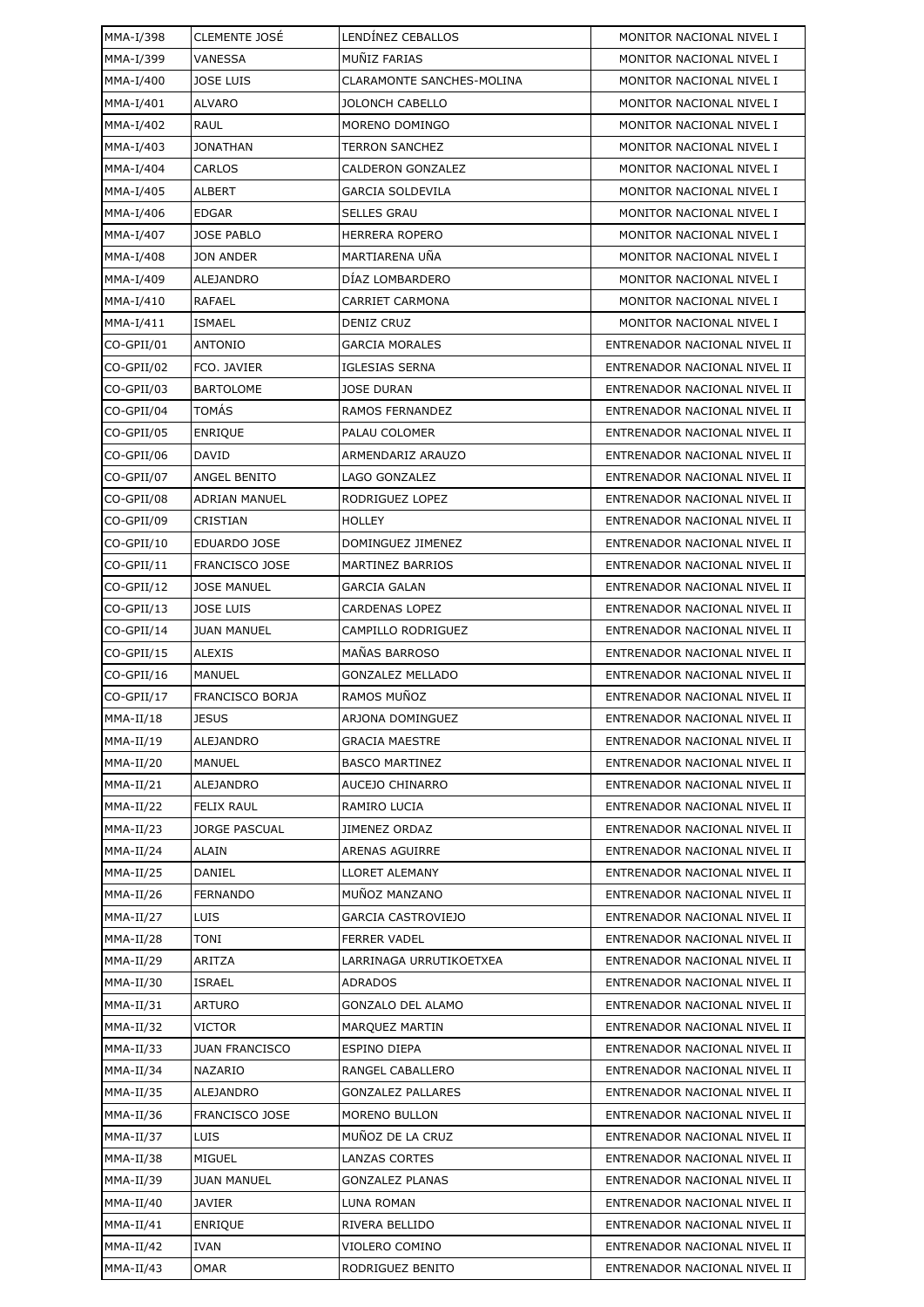| MMA-I/398 | CLEMENTE JOSÉ | LENDÍNEZ CEBALLOS | MONITOR NACIONAL NIVEL I |
|---|---|---|---|
| MMA-I/399 | VANESSA | MUÑIZ FARIAS | MONITOR NACIONAL NIVEL I |
| MMA-I/400 | JOSE LUIS | CLARAMONTE SANCHES-MOLINA | MONITOR NACIONAL NIVEL I |
| MMA-I/401 | ALVARO | JOLONCH CABELLO | MONITOR NACIONAL NIVEL I |
| MMA-I/402 | RAUL | MORENO DOMINGO | MONITOR NACIONAL NIVEL I |
| MMA-I/403 | JONATHAN | TERRON SANCHEZ | MONITOR NACIONAL NIVEL I |
| MMA-I/404 | CARLOS | CALDERON GONZALEZ | MONITOR NACIONAL NIVEL I |
| MMA-I/405 | ALBERT | GARCIA SOLDEVILA | MONITOR NACIONAL NIVEL I |
| MMA-I/406 | EDGAR | SELLES GRAU | MONITOR NACIONAL NIVEL I |
| MMA-I/407 | JOSE PABLO | HERRERA ROPERO | MONITOR NACIONAL NIVEL I |
| MMA-I/408 | JON ANDER | MARTIARENA UÑA | MONITOR NACIONAL NIVEL I |
| MMA-I/409 | ALEJANDRO | DÍAZ LOMBARDERO | MONITOR NACIONAL NIVEL I |
| MMA-I/410 | RAFAEL | CARRIET CARMONA | MONITOR NACIONAL NIVEL I |
| MMA-I/411 | ISMAEL | DENIZ CRUZ | MONITOR NACIONAL NIVEL I |
| CO-GPII/01 | ANTONIO | GARCIA MORALES | ENTRENADOR NACIONAL NIVEL II |
| CO-GPII/02 | FCO. JAVIER | IGLESIAS SERNA | ENTRENADOR NACIONAL NIVEL II |
| CO-GPII/03 | BARTOLOME | JOSE DURAN | ENTRENADOR NACIONAL NIVEL II |
| CO-GPII/04 | TOMÁS | RAMOS FERNANDEZ | ENTRENADOR NACIONAL NIVEL II |
| CO-GPII/05 | ENRIQUE | PALAU COLOMER | ENTRENADOR NACIONAL NIVEL II |
| CO-GPII/06 | DAVID | ARMENDARIZ ARAUZO | ENTRENADOR NACIONAL NIVEL II |
| CO-GPII/07 | ANGEL BENITO | LAGO GONZALEZ | ENTRENADOR NACIONAL NIVEL II |
| CO-GPII/08 | ADRIAN MANUEL | RODRIGUEZ LOPEZ | ENTRENADOR NACIONAL NIVEL II |
| CO-GPII/09 | CRISTIAN | HOLLEY | ENTRENADOR NACIONAL NIVEL II |
| CO-GPII/10 | EDUARDO JOSE | DOMINGUEZ JIMENEZ | ENTRENADOR NACIONAL NIVEL II |
| CO-GPII/11 | FRANCISCO JOSE | MARTINEZ BARRIOS | ENTRENADOR NACIONAL NIVEL II |
| CO-GPII/12 | JOSE MANUEL | GARCIA GALAN | ENTRENADOR NACIONAL NIVEL II |
| CO-GPII/13 | JOSE LUIS | CARDENAS LOPEZ | ENTRENADOR NACIONAL NIVEL II |
| CO-GPII/14 | JUAN MANUEL | CAMPILLO RODRIGUEZ | ENTRENADOR NACIONAL NIVEL II |
| CO-GPII/15 | ALEXIS | MAÑAS BARROSO | ENTRENADOR NACIONAL NIVEL II |
| CO-GPII/16 | MANUEL | GONZALEZ MELLADO | ENTRENADOR NACIONAL NIVEL II |
| CO-GPII/17 | FRANCISCO BORJA | RAMOS MUÑOZ | ENTRENADOR NACIONAL NIVEL II |
| MMA-II/18 | JESUS | ARJONA DOMINGUEZ | ENTRENADOR NACIONAL NIVEL II |
| MMA-II/19 | ALEJANDRO | GRACIA MAESTRE | ENTRENADOR NACIONAL NIVEL II |
| MMA-II/20 | MANUEL | BASCO MARTINEZ | ENTRENADOR NACIONAL NIVEL II |
| MMA-II/21 | ALEJANDRO | AUCEJO CHINARRO | ENTRENADOR NACIONAL NIVEL II |
| MMA-II/22 | FELIX RAUL | RAMIRO LUCIA | ENTRENADOR NACIONAL NIVEL II |
| MMA-II/23 | JORGE PASCUAL | JIMENEZ ORDAZ | ENTRENADOR NACIONAL NIVEL II |
| MMA-II/24 | ALAIN | ARENAS AGUIRRE | ENTRENADOR NACIONAL NIVEL II |
| MMA-II/25 | DANIEL | LLORET ALEMANY | ENTRENADOR NACIONAL NIVEL II |
| MMA-II/26 | FERNANDO | MUÑOZ MANZANO | ENTRENADOR NACIONAL NIVEL II |
| MMA-II/27 | LUIS | GARCIA CASTROVIEJO | ENTRENADOR NACIONAL NIVEL II |
| MMA-II/28 | TONI | FERRER VADEL | ENTRENADOR NACIONAL NIVEL II |
| MMA-II/29 | ARITZA | LARRINAGA URRUTIKOETXEA | ENTRENADOR NACIONAL NIVEL II |
| MMA-II/30 | ISRAEL | ADRADOS | ENTRENADOR NACIONAL NIVEL II |
| MMA-II/31 | ARTURO | GONZALO DEL ALAMO | ENTRENADOR NACIONAL NIVEL II |
| MMA-II/32 | VICTOR | MARQUEZ MARTIN | ENTRENADOR NACIONAL NIVEL II |
| MMA-II/33 | JUAN FRANCISCO | ESPINO DIEPA | ENTRENADOR NACIONAL NIVEL II |
| MMA-II/34 | NAZARIO | RANGEL CABALLERO | ENTRENADOR NACIONAL NIVEL II |
| MMA-II/35 | ALEJANDRO | GONZALEZ PALLARES | ENTRENADOR NACIONAL NIVEL II |
| MMA-II/36 | FRANCISCO JOSE | MORENO BULLON | ENTRENADOR NACIONAL NIVEL II |
| MMA-II/37 | LUIS | MUÑOZ DE LA CRUZ | ENTRENADOR NACIONAL NIVEL II |
| MMA-II/38 | MIGUEL | LANZAS CORTES | ENTRENADOR NACIONAL NIVEL II |
| MMA-II/39 | JUAN MANUEL | GONZALEZ PLANAS | ENTRENADOR NACIONAL NIVEL II |
| MMA-II/40 | JAVIER | LUNA ROMAN | ENTRENADOR NACIONAL NIVEL II |
| MMA-II/41 | ENRIQUE | RIVERA BELLIDO | ENTRENADOR NACIONAL NIVEL II |
| MMA-II/42 | IVAN | VIOLERO COMINO | ENTRENADOR NACIONAL NIVEL II |
| MMA-II/43 | OMAR | RODRIGUEZ BENITO | ENTRENADOR NACIONAL NIVEL II |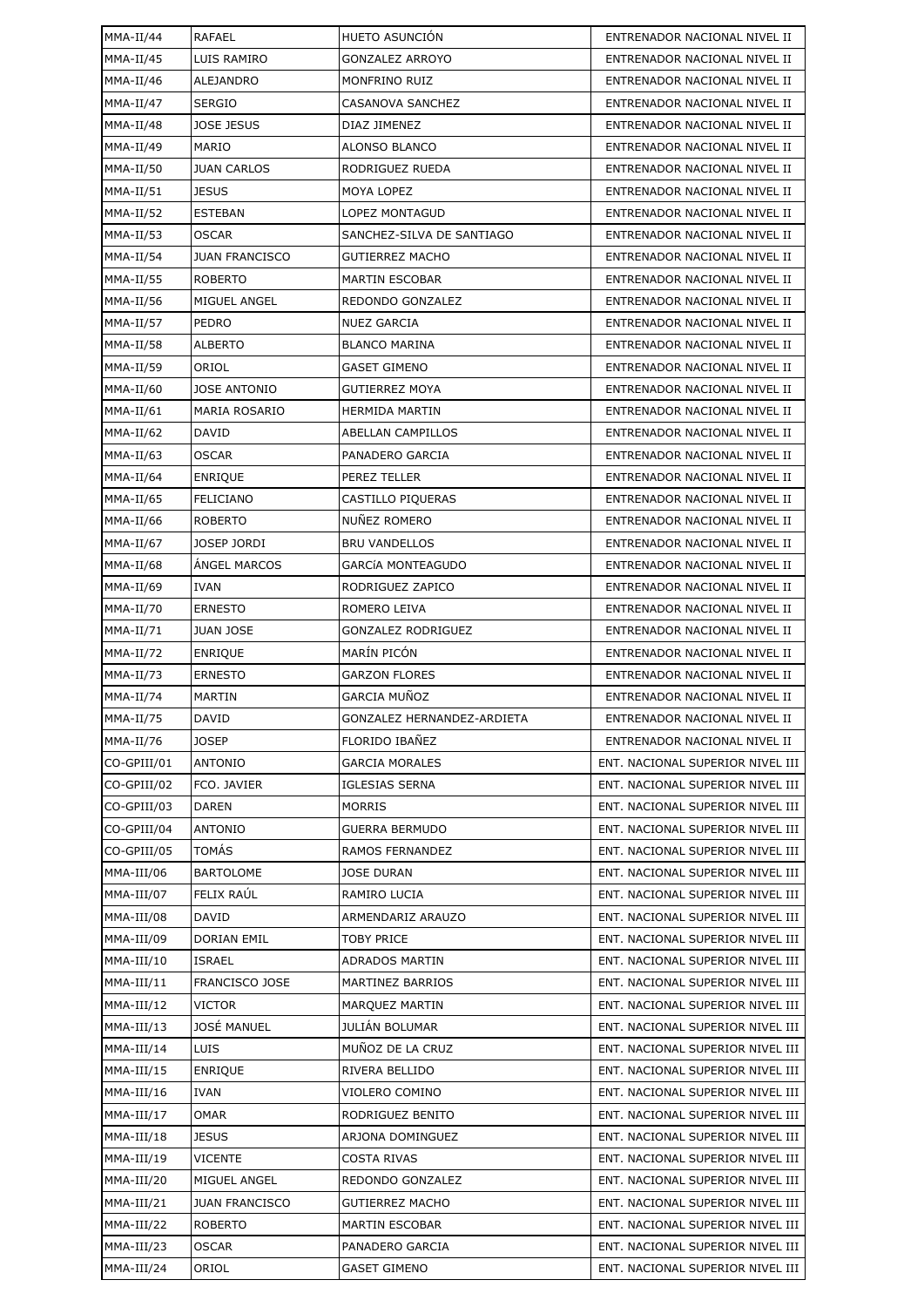| MMA-II/44 | RAFAEL | HUETO ASUNCIÓN | ENTRENADOR NACIONAL NIVEL II |
|---|---|---|---|
| MMA-II/45 | LUIS RAMIRO | GONZALEZ ARROYO | ENTRENADOR NACIONAL NIVEL II |
| MMA-II/46 | ALEJANDRO | MONFRINO RUIZ | ENTRENADOR NACIONAL NIVEL II |
| MMA-II/47 | SERGIO | CASANOVA SANCHEZ | ENTRENADOR NACIONAL NIVEL II |
| MMA-II/48 | JOSE JESUS | DIAZ JIMENEZ | ENTRENADOR NACIONAL NIVEL II |
| MMA-II/49 | MARIO | ALONSO BLANCO | ENTRENADOR NACIONAL NIVEL II |
| MMA-II/50 | JUAN CARLOS | RODRIGUEZ RUEDA | ENTRENADOR NACIONAL NIVEL II |
| MMA-II/51 | JESUS | MOYA LOPEZ | ENTRENADOR NACIONAL NIVEL II |
| MMA-II/52 | ESTEBAN | LOPEZ MONTAGUD | ENTRENADOR NACIONAL NIVEL II |
| MMA-II/53 | OSCAR | SANCHEZ-SILVA DE SANTIAGO | ENTRENADOR NACIONAL NIVEL II |
| MMA-II/54 | JUAN FRANCISCO | GUTIERREZ MACHO | ENTRENADOR NACIONAL NIVEL II |
| MMA-II/55 | ROBERTO | MARTIN ESCOBAR | ENTRENADOR NACIONAL NIVEL II |
| MMA-II/56 | MIGUEL ANGEL | REDONDO GONZALEZ | ENTRENADOR NACIONAL NIVEL II |
| MMA-II/57 | PEDRO | NUEZ GARCIA | ENTRENADOR NACIONAL NIVEL II |
| MMA-II/58 | ALBERTO | BLANCO MARINA | ENTRENADOR NACIONAL NIVEL II |
| MMA-II/59 | ORIOL | GASET GIMENO | ENTRENADOR NACIONAL NIVEL II |
| MMA-II/60 | JOSE ANTONIO | GUTIERREZ MOYA | ENTRENADOR NACIONAL NIVEL II |
| MMA-II/61 | MARIA ROSARIO | HERMIDA MARTIN | ENTRENADOR NACIONAL NIVEL II |
| MMA-II/62 | DAVID | ABELLAN CAMPILLOS | ENTRENADOR NACIONAL NIVEL II |
| MMA-II/63 | OSCAR | PANADERO GARCIA | ENTRENADOR NACIONAL NIVEL II |
| MMA-II/64 | ENRIQUE | PEREZ TELLER | ENTRENADOR NACIONAL NIVEL II |
| MMA-II/65 | FELICIANO | CASTILLO PIQUERAS | ENTRENADOR NACIONAL NIVEL II |
| MMA-II/66 | ROBERTO | NUÑEZ ROMERO | ENTRENADOR NACIONAL NIVEL II |
| MMA-II/67 | JOSEP JORDI | BRU VANDELLOS | ENTRENADOR NACIONAL NIVEL II |
| MMA-II/68 | ÁNGEL MARCOS | GARCÍA MONTEAGUDO | ENTRENADOR NACIONAL NIVEL II |
| MMA-II/69 | IVAN | RODRIGUEZ ZAPICO | ENTRENADOR NACIONAL NIVEL II |
| MMA-II/70 | ERNESTO | ROMERO LEIVA | ENTRENADOR NACIONAL NIVEL II |
| MMA-II/71 | JUAN JOSE | GONZALEZ RODRIGUEZ | ENTRENADOR NACIONAL NIVEL II |
| MMA-II/72 | ENRIQUE | MARÍN PICÓN | ENTRENADOR NACIONAL NIVEL II |
| MMA-II/73 | ERNESTO | GARZON FLORES | ENTRENADOR NACIONAL NIVEL II |
| MMA-II/74 | MARTIN | GARCIA MUÑOZ | ENTRENADOR NACIONAL NIVEL II |
| MMA-II/75 | DAVID | GONZALEZ HERNANDEZ-ARDIETA | ENTRENADOR NACIONAL NIVEL II |
| MMA-II/76 | JOSEP | FLORIDO IBAÑEZ | ENTRENADOR NACIONAL NIVEL II |
| CO-GPIII/01 | ANTONIO | GARCIA MORALES | ENT. NACIONAL SUPERIOR NIVEL III |
| CO-GPIII/02 | FCO. JAVIER | IGLESIAS SERNA | ENT. NACIONAL SUPERIOR NIVEL III |
| CO-GPIII/03 | DAREN | MORRIS | ENT. NACIONAL SUPERIOR NIVEL III |
| CO-GPIII/04 | ANTONIO | GUERRA BERMUDO | ENT. NACIONAL SUPERIOR NIVEL III |
| CO-GPIII/05 | TOMÁS | RAMOS FERNANDEZ | ENT. NACIONAL SUPERIOR NIVEL III |
| MMA-III/06 | BARTOLOME | JOSE DURAN | ENT. NACIONAL SUPERIOR NIVEL III |
| MMA-III/07 | FELIX RAÚL | RAMIRO LUCIA | ENT. NACIONAL SUPERIOR NIVEL III |
| MMA-III/08 | DAVID | ARMENDARIZ ARAUZO | ENT. NACIONAL SUPERIOR NIVEL III |
| MMA-III/09 | DORIAN EMIL | TOBY PRICE | ENT. NACIONAL SUPERIOR NIVEL III |
| MMA-III/10 | ISRAEL | ADRADOS MARTIN | ENT. NACIONAL SUPERIOR NIVEL III |
| MMA-III/11 | FRANCISCO JOSE | MARTINEZ BARRIOS | ENT. NACIONAL SUPERIOR NIVEL III |
| MMA-III/12 | VICTOR | MARQUEZ MARTIN | ENT. NACIONAL SUPERIOR NIVEL III |
| MMA-III/13 | JOSÉ MANUEL | JULIÁN BOLUMAR | ENT. NACIONAL SUPERIOR NIVEL III |
| MMA-III/14 | LUIS | MUÑOZ DE LA CRUZ | ENT. NACIONAL SUPERIOR NIVEL III |
| MMA-III/15 | ENRIQUE | RIVERA BELLIDO | ENT. NACIONAL SUPERIOR NIVEL III |
| MMA-III/16 | IVAN | VIOLERO COMINO | ENT. NACIONAL SUPERIOR NIVEL III |
| MMA-III/17 | OMAR | RODRIGUEZ BENITO | ENT. NACIONAL SUPERIOR NIVEL III |
| MMA-III/18 | JESUS | ARJONA DOMINGUEZ | ENT. NACIONAL SUPERIOR NIVEL III |
| MMA-III/19 | VICENTE | COSTA RIVAS | ENT. NACIONAL SUPERIOR NIVEL III |
| MMA-III/20 | MIGUEL ANGEL | REDONDO GONZALEZ | ENT. NACIONAL SUPERIOR NIVEL III |
| MMA-III/21 | JUAN FRANCISCO | GUTIERREZ MACHO | ENT. NACIONAL SUPERIOR NIVEL III |
| MMA-III/22 | ROBERTO | MARTIN ESCOBAR | ENT. NACIONAL SUPERIOR NIVEL III |
| MMA-III/23 | OSCAR | PANADERO GARCIA | ENT. NACIONAL SUPERIOR NIVEL III |
| MMA-III/24 | ORIOL | GASET GIMENO | ENT. NACIONAL SUPERIOR NIVEL III |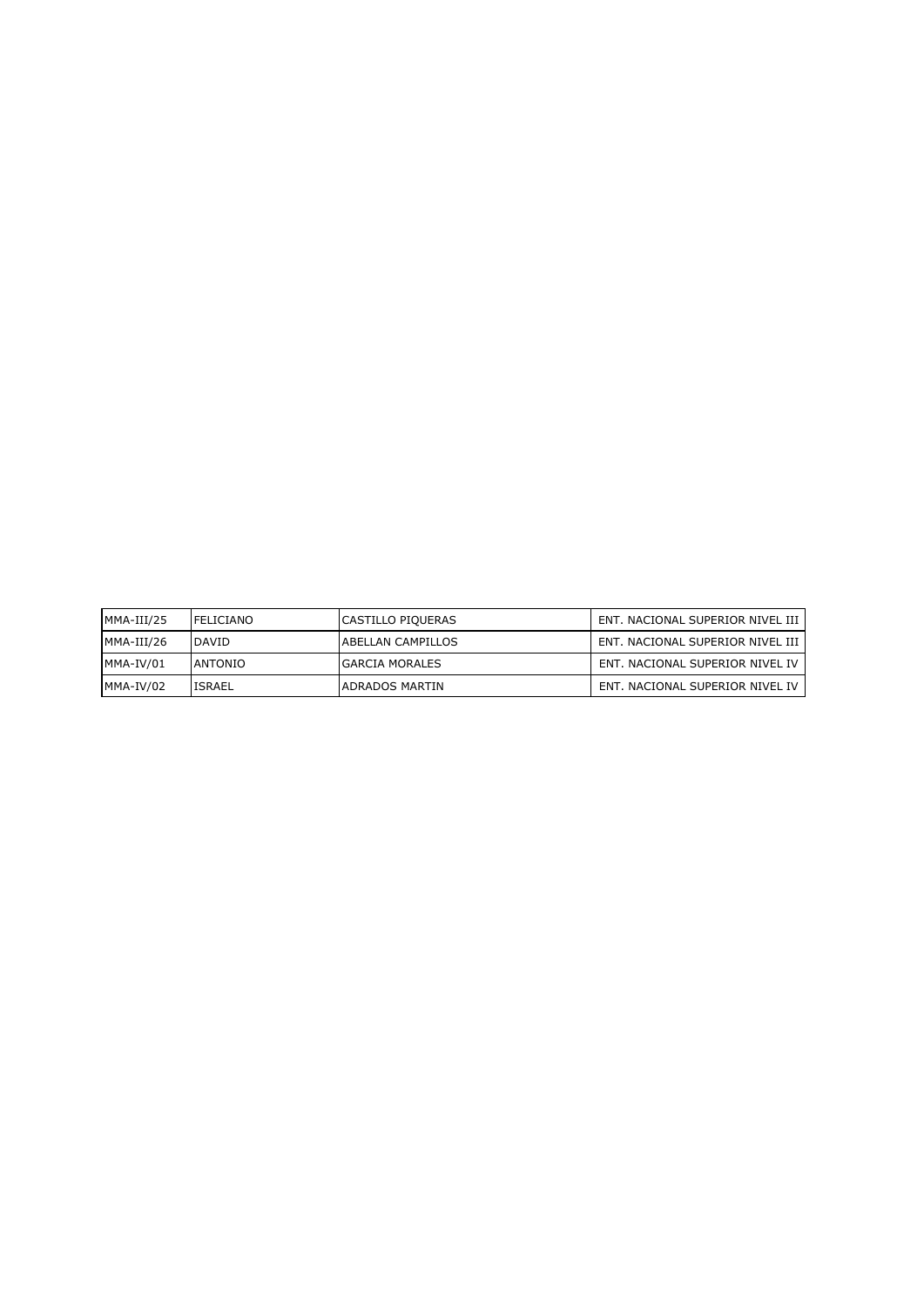| | | | |
|---|---|---|---|
| MMA-III/25 | FELICIANO | CASTILLO PIQUERAS | ENT. NACIONAL SUPERIOR NIVEL III |
| MMA-III/26 | DAVID | ABELLAN CAMPILLOS | ENT. NACIONAL SUPERIOR NIVEL III |
| MMA-IV/01 | ANTONIO | GARCIA MORALES | ENT. NACIONAL SUPERIOR NIVEL IV |
| MMA-IV/02 | ISRAEL | ADRADOS MARTIN | ENT. NACIONAL SUPERIOR NIVEL IV |